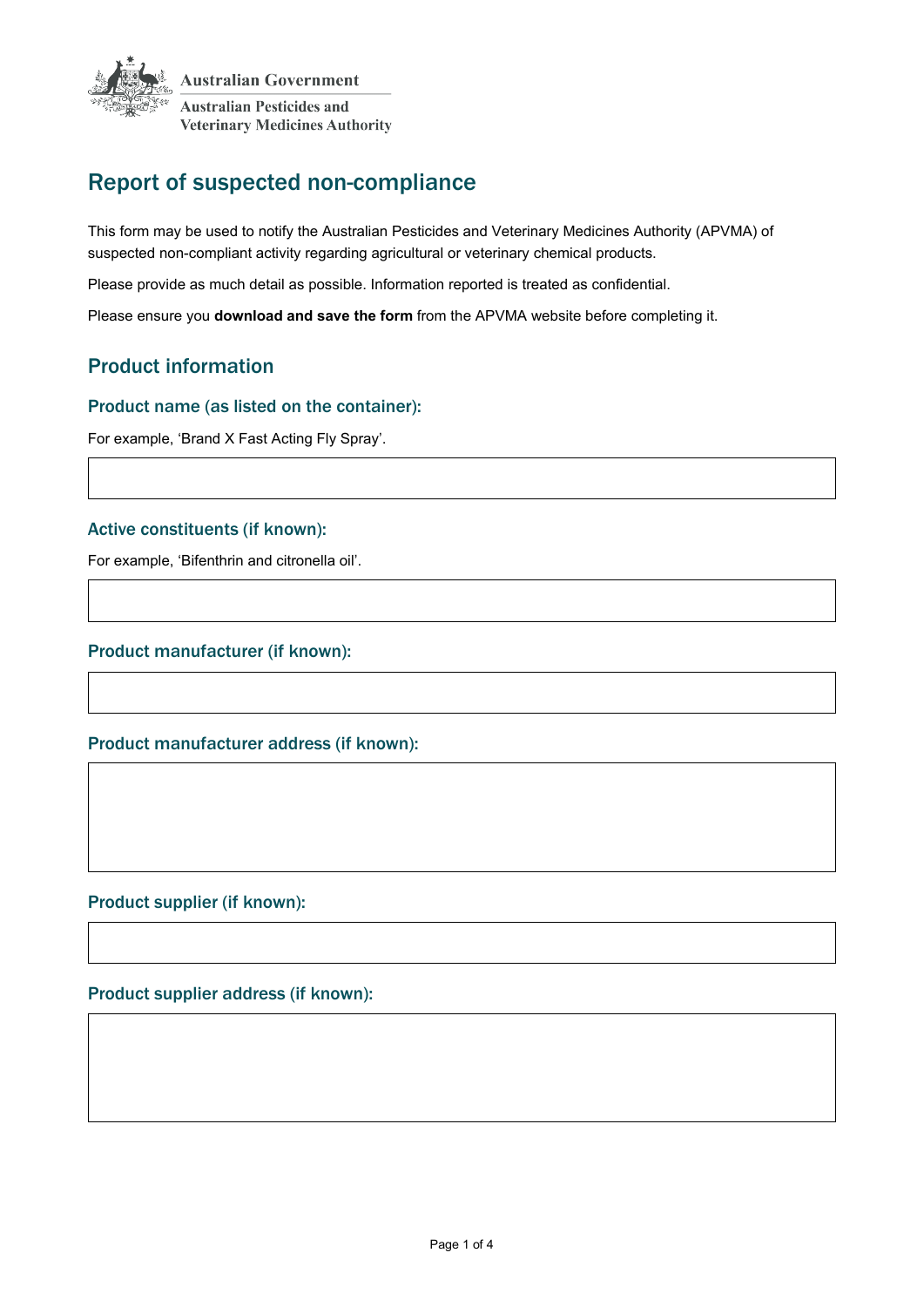Australian Government

Australian Pesticides and Veterinary Medicines Authority

# Report of suspected non-compliance

This form may be used to notify the Australian Pesticides and Veterinary Medicines Authority (APVMA) of suspected non-compliant activity regarding agricultural or veterinary chemical products.

Please provide as much detail as possible. Information reported is treated as confidential.

Please ensure you **download and save the form** from the APVMA website before completing it.

## Product information

### Product name (as listed on the container):

For example, 'Brand X Fast Acting Fly Spray'.

### Active constituents (if known):

For example, 'Bifenthrin and citronella oil'.

### Product manufacturer (if known):

### Product manufacturer address (if known):

### Product supplier (if known):

### Product supplier address (if known):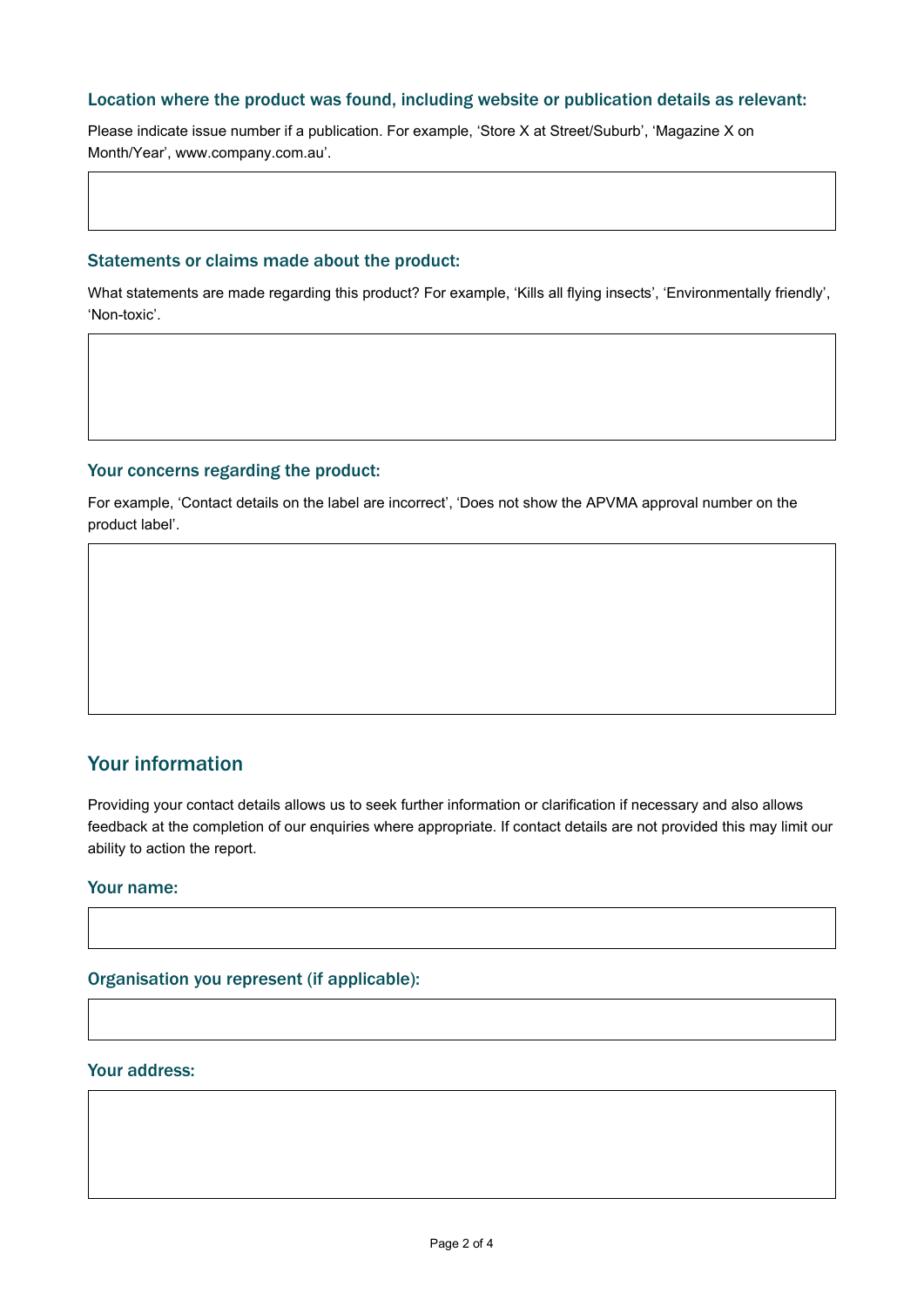### Location where the product was found, including website or publication details as relevant:

Please indicate issue number if a publication. For example, 'Store X at Street/Suburb', 'Magazine X on Month/Year', www.company.com.au'.

### Statements or claims made about the product:

What statements are made regarding this product? For example, 'Kills all flying insects', 'Environmentally friendly', 'Non-toxic'.

### Your concerns regarding the product:

For example, 'Contact details on the label are incorrect', 'Does not show the APVMA approval number on the product label'.

## Your information

Providing your contact details allows us to seek further information or clarification if necessary and also allows feedback at the completion of our enquiries where appropriate. If contact details are not provided this may limit our ability to action the report.

### Your name:

### Organisation you represent (if applicable):

### Your address: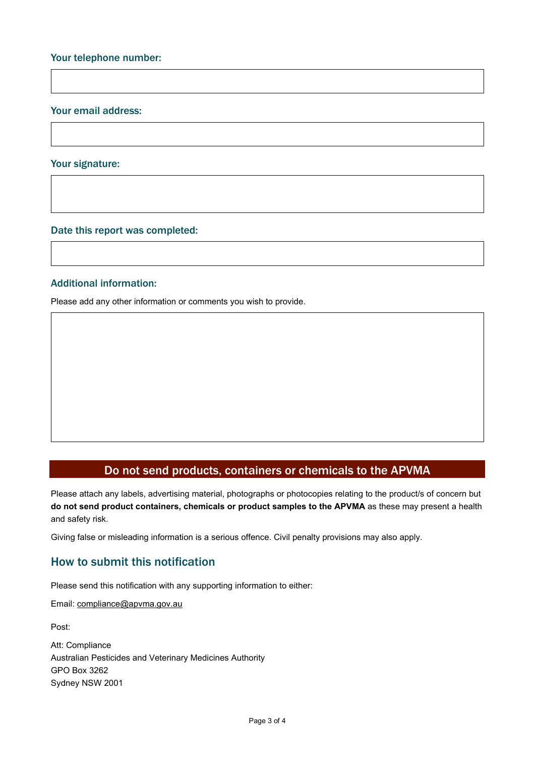### Your telephone number:

### Your email address:

### Your signature:

### Date this report was completed:

### Additional information:

Please add any other information or comments you wish to provide.

## Do not send products, containers or chemicals to the APVMA

Please attach any labels, advertising material, photographs or photocopies relating to the product/s of concern but **do not send product containers, chemicals or product samples to the APVMA** as these may present a health and safety risk.

Giving false or misleading information is a serious offence. Civil penalty provisions may also apply.

## How to submit this notification

Please send this notification with any supporting information to either:

Email: compliance@apvma.gov.au

Post:

Att: Compliance
Australian Pesticides and Veterinary Medicines Authority
GPO Box 3262
Sydney NSW 2001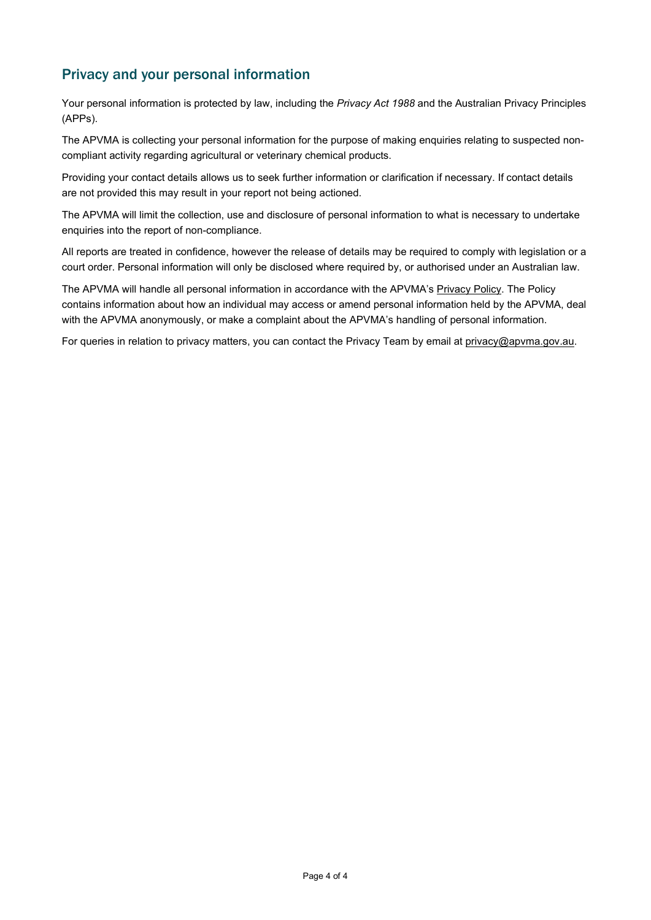## Privacy and your personal information

Your personal information is protected by law, including the *Privacy Act 1988* and the Australian Privacy Principles (APPs).

The APVMA is collecting your personal information for the purpose of making enquiries relating to suspected non-compliant activity regarding agricultural or veterinary chemical products.

Providing your contact details allows us to seek further information or clarification if necessary. If contact details are not provided this may result in your report not being actioned.

The APVMA will limit the collection, use and disclosure of personal information to what is necessary to undertake enquiries into the report of non-compliance.

All reports are treated in confidence, however the release of details may be required to comply with legislation or a court order. Personal information will only be disclosed where required by, or authorised under an Australian law.

The APVMA will handle all personal information in accordance with the APVMA's Privacy Policy. The Policy contains information about how an individual may access or amend personal information held by the APVMA, deal with the APVMA anonymously, or make a complaint about the APVMA's handling of personal information.

For queries in relation to privacy matters, you can contact the Privacy Team by email at privacy@apvma.gov.au.